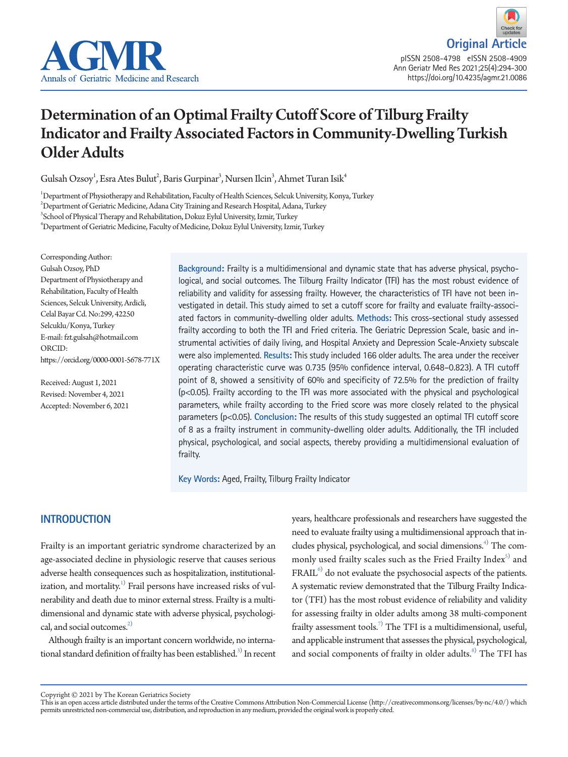Original Article

pISSN 2508-4798 eISSN 2508-4909
Ann Geriatr Med Res 2021;25(4):294-300
https://doi.org/10.4235/agmr.21.0086

# Determination of an Optimal Frailty Cutoff Score of Tilburg Frailty Indicator and Frailty Associated Factors in Community-Dwelling Turkish Older Adults

Gulsah Ozsoy[1], Esra Ates Bulut[2], Baris Gurpinar[3], Nursen Ilcin[3], Ahmet Turan Isik[4]

[1]Department of Physiotherapy and Rehabilitation, Faculty of Health Sciences, Selcuk University, Konya, Turkey
[2]Department of Geriatric Medicine, Adana City Training and Research Hospital, Adana, Turkey
[3]School of Physical Therapy and Rehabilitation, Dokuz Eylul University, Izmir, Turkey
[4]Department of Geriatric Medicine, Faculty of Medicine, Dokuz Eylul University, Izmir, Turkey

Corresponding Author:
Gulsah Ozsoy, PhD
Department of Physiotherapy and Rehabilitation, Faculty of Health Sciences, Selcuk University, Ardicli, Celal Bayar Cd. No:299, 42250 Selcuklu/Konya, Turkey
E-mail: fzt.gulsah@hotmail.com
ORCID: https://orcid.org/0000-0001-5678-771X

Received: August 1, 2021
Revised: November 4, 2021
Accepted: November 6, 2021

**Background:** Frailty is a multidimensional and dynamic state that has adverse physical, psychological, and social outcomes. The Tilburg Frailty Indicator (TFI) has the most robust evidence of reliability and validity for assessing frailty. However, the characteristics of TFI have not been investigated in detail. This study aimed to set a cutoff score for frailty and evaluate frailty-associated factors in community-dwelling older adults. **Methods:** This cross-sectional study assessed frailty according to both the TFI and Fried criteria. The Geriatric Depression Scale, basic and instrumental activities of daily living, and Hospital Anxiety and Depression Scale-Anxiety subscale were also implemented. **Results:** This study included 166 older adults. The area under the receiver operating characteristic curve was 0.735 (95% confidence interval, 0.648–0.823). A TFI cutoff point of 8, showed a sensitivity of 60% and specificity of 72.5% for the prediction of frailty ($p<0.05$). Frailty according to the TFI was more associated with the physical and psychological parameters, while frailty according to the Fried score was more closely related to the physical parameters ($p<0.05$). **Conclusion:** The results of this study suggested an optimal TFI cutoff score of 8 as a frailty instrument in community-dwelling older adults. Additionally, the TFI included physical, psychological, and social aspects, thereby providing a multidimensional evaluation of frailty.

**Key Words:** Aged, Frailty, Tilburg Frailty Indicator

## INTRODUCTION

Frailty is an important geriatric syndrome characterized by an age-associated decline in physiologic reserve that causes serious adverse health consequences such as hospitalization, institutionalization, and mortality.[1] Frail persons have increased risks of vulnerability and death due to minor external stress. Frailty is a multidimensional and dynamic state with adverse physical, psychological, and social outcomes.[2]

Although frailty is an important concern worldwide, no international standard definition of frailty has been established.[3] In recent years, healthcare professionals and researchers have suggested the need to evaluate frailty using a multidimensional approach that includes physical, psychological, and social dimensions.[4] The commonly used frailty scales such as the Fried Frailty Index[5] and FRAIL[6] do not evaluate the psychosocial aspects of the patients. A systematic review demonstrated that the Tilburg Frailty Indicator (TFI) has the most robust evidence of reliability and validity for assessing frailty in older adults among 38 multi-component frailty assessment tools.[7] The TFI is a multidimensional, useful, and applicable instrument that assesses the physical, psychological, and social components of frailty in older adults.[8] The TFI has

Copyright © 2021 by The Korean Geriatrics Society
This is an open access article distributed under the terms of the Creative Commons Attribution Non-Commercial License (http://creativecommons.org/licenses/by-nc/4.0/) which permits unrestricted non-commercial use, distribution, and reproduction in any medium, provided the original work is properly cited.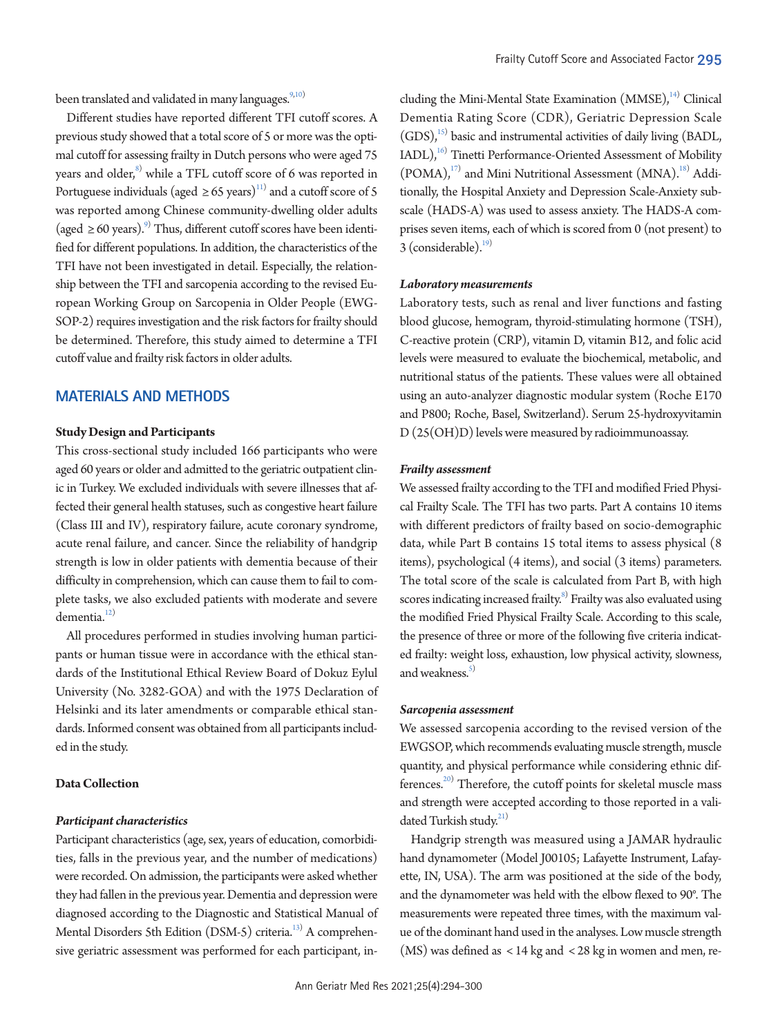been translated and validated in many languages.[9,10]

Different studies have reported different TFI cutoff scores. A previous study showed that a total score of 5 or more was the optimal cutoff for assessing frailty in Dutch persons who were aged 75 years and older,[8] while a TFL cutoff score of 6 was reported in Portuguese individuals (aged ≥ 65 years)[11] and a cutoff score of 5 was reported among Chinese community-dwelling older adults (aged ≥ 60 years).[9] Thus, different cutoff scores have been identified for different populations. In addition, the characteristics of the TFI have not been investigated in detail. Especially, the relationship between the TFI and sarcopenia according to the revised European Working Group on Sarcopenia in Older People (EWGSOP-2) requires investigation and the risk factors for frailty should be determined. Therefore, this study aimed to determine a TFI cutoff value and frailty risk factors in older adults.

## MATERIALS AND METHODS

### Study Design and Participants

This cross-sectional study included 166 participants who were aged 60 years or older and admitted to the geriatric outpatient clinic in Turkey. We excluded individuals with severe illnesses that affected their general health statuses, such as congestive heart failure (Class III and IV), respiratory failure, acute coronary syndrome, acute renal failure, and cancer. Since the reliability of handgrip strength is low in older patients with dementia because of their difficulty in comprehension, which can cause them to fail to complete tasks, we also excluded patients with moderate and severe dementia.[12]

All procedures performed in studies involving human participants or human tissue were in accordance with the ethical standards of the Institutional Ethical Review Board of Dokuz Eylul University (No. 3282-GOA) and with the 1975 Declaration of Helsinki and its later amendments or comparable ethical standards. Informed consent was obtained from all participants included in the study.

### Data Collection

#### *Participant characteristics*

Participant characteristics (age, sex, years of education, comorbidities, falls in the previous year, and the number of medications) were recorded. On admission, the participants were asked whether they had fallen in the previous year. Dementia and depression were diagnosed according to the Diagnostic and Statistical Manual of Mental Disorders 5th Edition (DSM-5) criteria.[13] A comprehensive geriatric assessment was performed for each participant, including the Mini-Mental State Examination (MMSE),[14] Clinical Dementia Rating Score (CDR), Geriatric Depression Scale (GDS),[15] basic and instrumental activities of daily living (BADL, IADL),[16] Tinetti Performance-Oriented Assessment of Mobility (POMA),[17] and Mini Nutritional Assessment (MNA).[18] Additionally, the Hospital Anxiety and Depression Scale-Anxiety subscale (HADS-A) was used to assess anxiety. The HADS-A comprises seven items, each of which is scored from 0 (not present) to 3 (considerable).[19]

#### *Laboratory measurements*

Laboratory tests, such as renal and liver functions and fasting blood glucose, hemogram, thyroid-stimulating hormone (TSH), C-reactive protein (CRP), vitamin D, vitamin B12, and folic acid levels were measured to evaluate the biochemical, metabolic, and nutritional status of the patients. These values were all obtained using an auto-analyzer diagnostic modular system (Roche E170 and P800; Roche, Basel, Switzerland). Serum 25-hydroxyvitamin D (25(OH)D) levels were measured by radioimmunoassay.

#### *Frailty assessment*

We assessed frailty according to the TFI and modified Fried Physical Frailty Scale. The TFI has two parts. Part A contains 10 items with different predictors of frailty based on socio-demographic data, while Part B contains 15 total items to assess physical (8 items), psychological (4 items), and social (3 items) parameters. The total score of the scale is calculated from Part B, with high scores indicating increased frailty.[8] Frailty was also evaluated using the modified Fried Physical Frailty Scale. According to this scale, the presence of three or more of the following five criteria indicated frailty: weight loss, exhaustion, low physical activity, slowness, and weakness.[5]

#### *Sarcopenia assessment*

We assessed sarcopenia according to the revised version of the EWGSOP, which recommends evaluating muscle strength, muscle quantity, and physical performance while considering ethnic differences.[20] Therefore, the cutoff points for skeletal muscle mass and strength were accepted according to those reported in a validated Turkish study.[21]

Handgrip strength was measured using a JAMAR hydraulic hand dynamometer (Model J00105; Lafayette Instrument, Lafayette, IN, USA). The arm was positioned at the side of the body, and the dynamometer was held with the elbow flexed to 90°. The measurements were repeated three times, with the maximum value of the dominant hand used in the analyses. Low muscle strength (MS) was defined as < 14 kg and < 28 kg in women and men, re-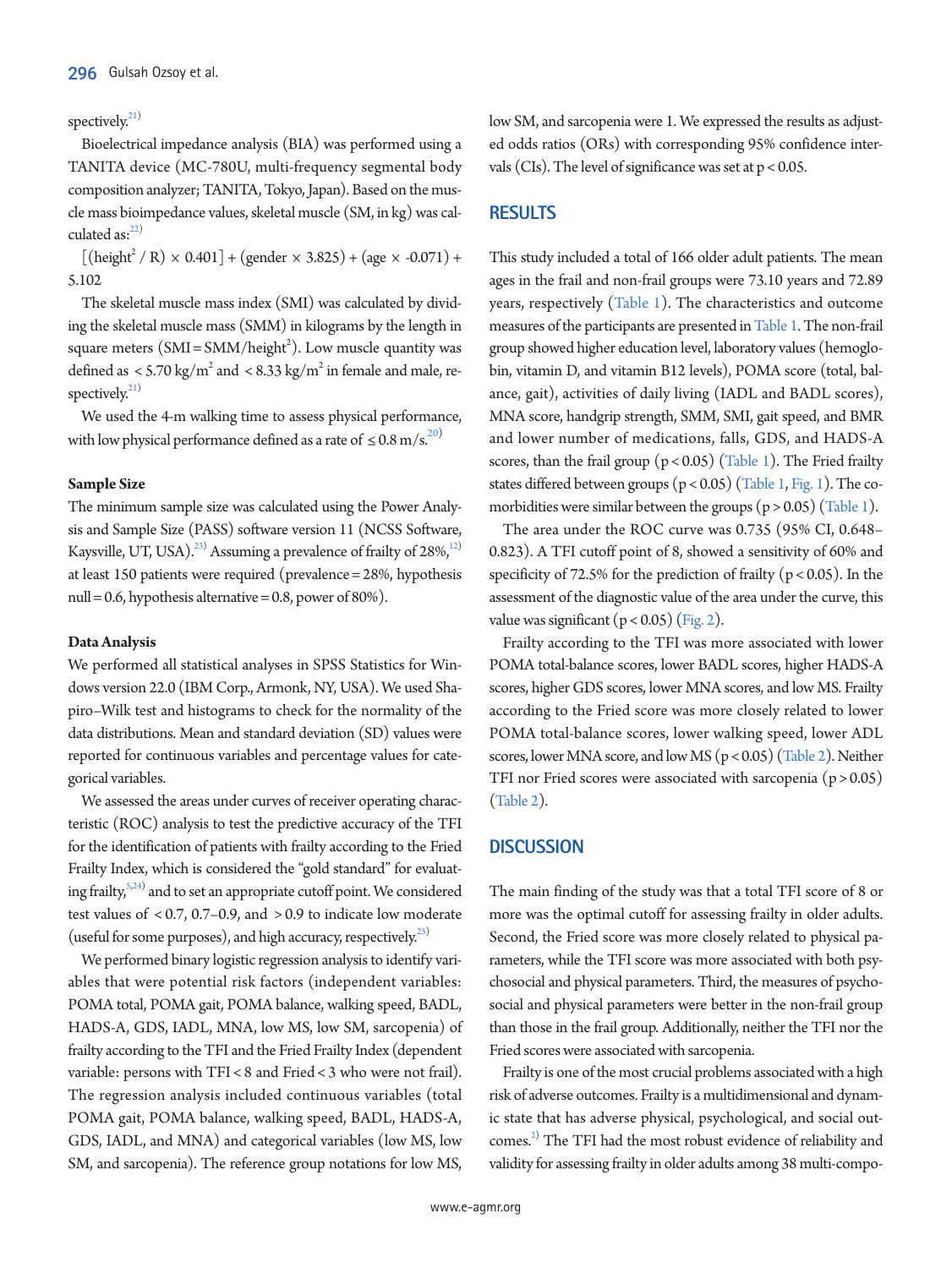spectively.[21]

Bioelectrical impedance analysis (BIA) was performed using a TANITA device (MC-780U, multi-frequency segmental body composition analyzer; TANITA, Tokyo, Japan). Based on the muscle mass bioimpedance values, skeletal muscle (SM, in kg) was calculated as:[22]

$[(\text{height}^2 / R) \times 0.401] + (\text{gender} \times 3.825) + (\text{age} \times -0.071) + 5.102$

The skeletal muscle mass index (SMI) was calculated by dividing the skeletal muscle mass (SMM) in kilograms by the length in square meters ($SMI = SMM/height^2$). Low muscle quantity was defined as $< 5.70$ kg/m$^2$ and $< 8.33$ kg/m$^2$ in female and male, respectively.[21]

We used the 4-m walking time to assess physical performance, with low physical performance defined as a rate of $\leq 0.8$ m/s.[20]

### Sample Size

The minimum sample size was calculated using the Power Analysis and Sample Size (PASS) software version 11 (NCSS Software, Kaysville, UT, USA).[23] Assuming a prevalence of frailty of 28%,[12] at least 150 patients were required (prevalence = 28%, hypothesis null = 0.6, hypothesis alternative = 0.8, power of 80%).

### Data Analysis

We performed all statistical analyses in SPSS Statistics for Windows version 22.0 (IBM Corp., Armonk, NY, USA). We used Shapiro–Wilk test and histograms to check for the normality of the data distributions. Mean and standard deviation (SD) values were reported for continuous variables and percentage values for categorical variables.

We assessed the areas under curves of receiver operating characteristic (ROC) analysis to test the predictive accuracy of the TFI for the identification of patients with frailty according to the Fried Frailty Index, which is considered the "gold standard" for evaluating frailty,[5,24] and to set an appropriate cutoff point. We considered test values of $< 0.7$, 0.7–0.9, and $> 0.9$ to indicate low moderate (useful for some purposes), and high accuracy, respectively.[25]

We performed binary logistic regression analysis to identify variables that were potential risk factors (independent variables: POMA total, POMA gait, POMA balance, walking speed, BADL, HADS-A, GDS, IADL, MNA, low MS, low SM, sarcopenia) of frailty according to the TFI and the Fried Frailty Index (dependent variable: persons with TFI < 8 and Fried < 3 who were not frail). The regression analysis included continuous variables (total POMA gait, POMA balance, walking speed, BADL, HADS-A, GDS, IADL, and MNA) and categorical variables (low MS, low SM, and sarcopenia). The reference group notations for low MS, low SM, and sarcopenia were 1. We expressed the results as adjusted odds ratios (ORs) with corresponding 95% confidence intervals (CIs). The level of significance was set at $p < 0.05$.

## RESULTS

This study included a total of 166 older adult patients. The mean ages in the frail and non-frail groups were 73.10 years and 72.89 years, respectively (Table 1). The characteristics and outcome measures of the participants are presented in Table 1. The non-frail group showed higher education level, laboratory values (hemoglobin, vitamin D, and vitamin B12 levels), POMA score (total, balance, gait), activities of daily living (IADL and BADL scores), MNA score, handgrip strength, SMM, SMI, gait speed, and BMR and lower number of medications, falls, GDS, and HADS-A scores, than the frail group ($p < 0.05$) (Table 1). The Fried frailty states differed between groups ($p < 0.05$) (Table 1, Fig. 1). The comorbidities were similar between the groups ($p > 0.05$) (Table 1).

The area under the ROC curve was 0.735 (95% CI, 0.648–0.823). A TFI cutoff point of 8, showed a sensitivity of 60% and specificity of 72.5% for the prediction of frailty ($p < 0.05$). In the assessment of the diagnostic value of the area under the curve, this value was significant ($p < 0.05$) (Fig. 2).

Frailty according to the TFI was more associated with lower POMA total-balance scores, lower BADL scores, higher HADS-A scores, higher GDS scores, lower MNA scores, and low MS. Frailty according to the Fried score was more closely related to lower POMA total-balance scores, lower walking speed, lower ADL scores, lower MNA score, and low MS ($p < 0.05$) (Table 2). Neither TFI nor Fried scores were associated with sarcopenia ($p > 0.05$) (Table 2).

## DISCUSSION

The main finding of the study was that a total TFI score of 8 or more was the optimal cutoff for assessing frailty in older adults. Second, the Fried score was more closely related to physical parameters, while the TFI score was more associated with both psychosocial and physical parameters. Third, the measures of psychosocial and physical parameters were better in the non-frail group than those in the frail group. Additionally, neither the TFI nor the Fried scores were associated with sarcopenia.

Frailty is one of the most crucial problems associated with a high risk of adverse outcomes. Frailty is a multidimensional and dynamic state that has adverse physical, psychological, and social outcomes.[2] The TFI had the most robust evidence of reliability and validity for assessing frailty in older adults among 38 multi-compo-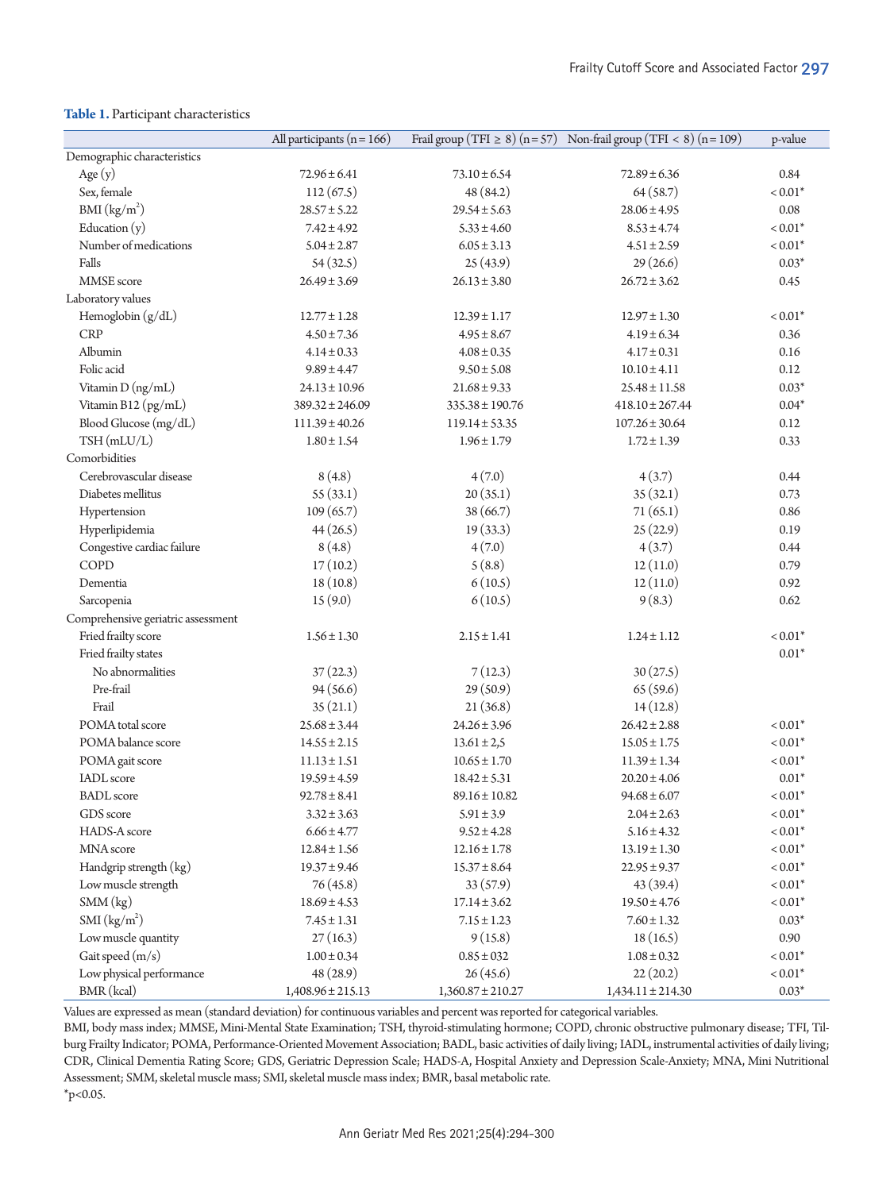**Table 1.** Participant characteristics

| | All participants (n = 166) | Frail group (TFI ≥ 8) (n = 57) | Non-frail group (TFI < 8) (n = 109) | p-value |
|---|---|---|---|---|
| Demographic characteristics | | | | |
| Age (y) | 72.96 ± 6.41 | 73.10 ± 6.54 | 72.89 ± 6.36 | 0.84 |
| Sex, female | 112 (67.5) | 48 (84.2) | 64 (58.7) | < 0.01* |
| BMI (kg/m$^2$) | 28.57 ± 5.22 | 29.54 ± 5.63 | 28.06 ± 4.95 | 0.08 |
| Education (y) | 7.42 ± 4.92 | 5.33 ± 4.60 | 8.53 ± 4.74 | < 0.01* |
| Number of medications | 5.04 ± 2.87 | 6.05 ± 3.13 | 4.51 ± 2.59 | < 0.01* |
| Falls | 54 (32.5) | 25 (43.9) | 29 (26.6) | 0.03* |
| MMSE score | 26.49 ± 3.69 | 26.13 ± 3.80 | 26.72 ± 3.62 | 0.45 |
| Laboratory values | | | | |
| Hemoglobin (g/dL) | 12.77 ± 1.28 | 12.39 ± 1.17 | 12.97 ± 1.30 | < 0.01* |
| CRP | 4.50 ± 7.36 | 4.95 ± 8.67 | 4.19 ± 6.34 | 0.36 |
| Albumin | 4.14 ± 0.33 | 4.08 ± 0.35 | 4.17 ± 0.31 | 0.16 |
| Folic acid | 9.89 ± 4.47 | 9.50 ± 5.08 | 10.10 ± 4.11 | 0.12 |
| Vitamin D (ng/mL) | 24.13 ± 10.96 | 21.68 ± 9.33 | 25.48 ± 11.58 | 0.03* |
| Vitamin B12 (pg/mL) | 389.32 ± 246.09 | 335.38 ± 190.76 | 418.10 ± 267.44 | 0.04* |
| Blood Glucose (mg/dL) | 111.39 ± 40.26 | 119.14 ± 53.35 | 107.26 ± 30.64 | 0.12 |
| TSH (mLU/L) | 1.80 ± 1.54 | 1.96 ± 1.79 | 1.72 ± 1.39 | 0.33 |
| Comorbidities | | | | |
| Cerebrovascular disease | 8 (4.8) | 4 (7.0) | 4 (3.7) | 0.44 |
| Diabetes mellitus | 55 (33.1) | 20 (35.1) | 35 (32.1) | 0.73 |
| Hypertension | 109 (65.7) | 38 (66.7) | 71 (65.1) | 0.86 |
| Hyperlipidemia | 44 (26.5) | 19 (33.3) | 25 (22.9) | 0.19 |
| Congestive cardiac failure | 8 (4.8) | 4 (7.0) | 4 (3.7) | 0.44 |
| COPD | 17 (10.2) | 5 (8.8) | 12 (11.0) | 0.79 |
| Dementia | 18 (10.8) | 6 (10.5) | 12 (11.0) | 0.92 |
| Sarcopenia | 15 (9.0) | 6 (10.5) | 9 (8.3) | 0.62 |
| Comprehensive geriatric assessment | | | | |
| Fried frailty score | 1.56 ± 1.30 | 2.15 ± 1.41 | 1.24 ± 1.12 | < 0.01* |
| Fried frailty states | | | | 0.01* |
| No abnormalities | 37 (22.3) | 7 (12.3) | 30 (27.5) | |
| Pre-frail | 94 (56.6) | 29 (50.9) | 65 (59.6) | |
| Frail | 35 (21.1) | 21 (36.8) | 14 (12.8) | |
| POMA total score | 25.68 ± 3.44 | 24.26 ± 3.96 | 26.42 ± 2.88 | < 0.01* |
| POMA balance score | 14.55 ± 2.15 | 13.61 ± 2,5 | 15.05 ± 1.75 | < 0.01* |
| POMA gait score | 11.13 ± 1.51 | 10.65 ± 1.70 | 11.39 ± 1.34 | < 0.01* |
| IADL score | 19.59 ± 4.59 | 18.42 ± 5.31 | 20.20 ± 4.06 | 0.01* |
| BADL score | 92.78 ± 8.41 | 89.16 ± 10.82 | 94.68 ± 6.07 | < 0.01* |
| GDS score | 3.32 ± 3.63 | 5.91 ± 3.9 | 2.04 ± 2.63 | < 0.01* |
| HADS-A score | 6.66 ± 4.77 | 9.52 ± 4.28 | 5.16 ± 4.32 | < 0.01* |
| MNA score | 12.84 ± 1.56 | 12.16 ± 1.78 | 13.19 ± 1.30 | < 0.01* |
| Handgrip strength (kg) | 19.37 ± 9.46 | 15.37 ± 8.64 | 22.95 ± 9.37 | < 0.01* |
| Low muscle strength | 76 (45.8) | 33 (57.9) | 43 (39.4) | < 0.01* |
| SMM (kg) | 18.69 ± 4.53 | 17.14 ± 3.62 | 19.50 ± 4.76 | < 0.01* |
| SMI (kg/m$^2$) | 7.45 ± 1.31 | 7.15 ± 1.23 | 7.60 ± 1.32 | 0.03* |
| Low muscle quantity | 27 (16.3) | 9 (15.8) | 18 (16.5) | 0.90 |
| Gait speed (m/s) | 1.00 ± 0.34 | 0.85 ± 032 | 1.08 ± 0.32 | < 0.01* |
| Low physical performance | 48 (28.9) | 26 (45.6) | 22 (20.2) | < 0.01* |
| BMR (kcal) | 1,408.96 ± 215.13 | 1,360.87 ± 210.27 | 1,434.11 ± 214.30 | 0.03* |

Values are expressed as mean (standard deviation) for continuous variables and percent was reported for categorical variables.
BMI, body mass index; MMSE, Mini-Mental State Examination; TSH, thyroid-stimulating hormone; COPD, chronic obstructive pulmonary disease; TFI, Tilburg Frailty Indicator; POMA, Performance-Oriented Movement Association; BADL, basic activities of daily living; IADL, instrumental activities of daily living; CDR, Clinical Dementia Rating Score; GDS, Geriatric Depression Scale; HADS-A, Hospital Anxiety and Depression Scale-Anxiety; MNA, Mini Nutritional Assessment; SMM, skeletal muscle mass; SMI, skeletal muscle mass index; BMR, basal metabolic rate.
*$p<0.05$.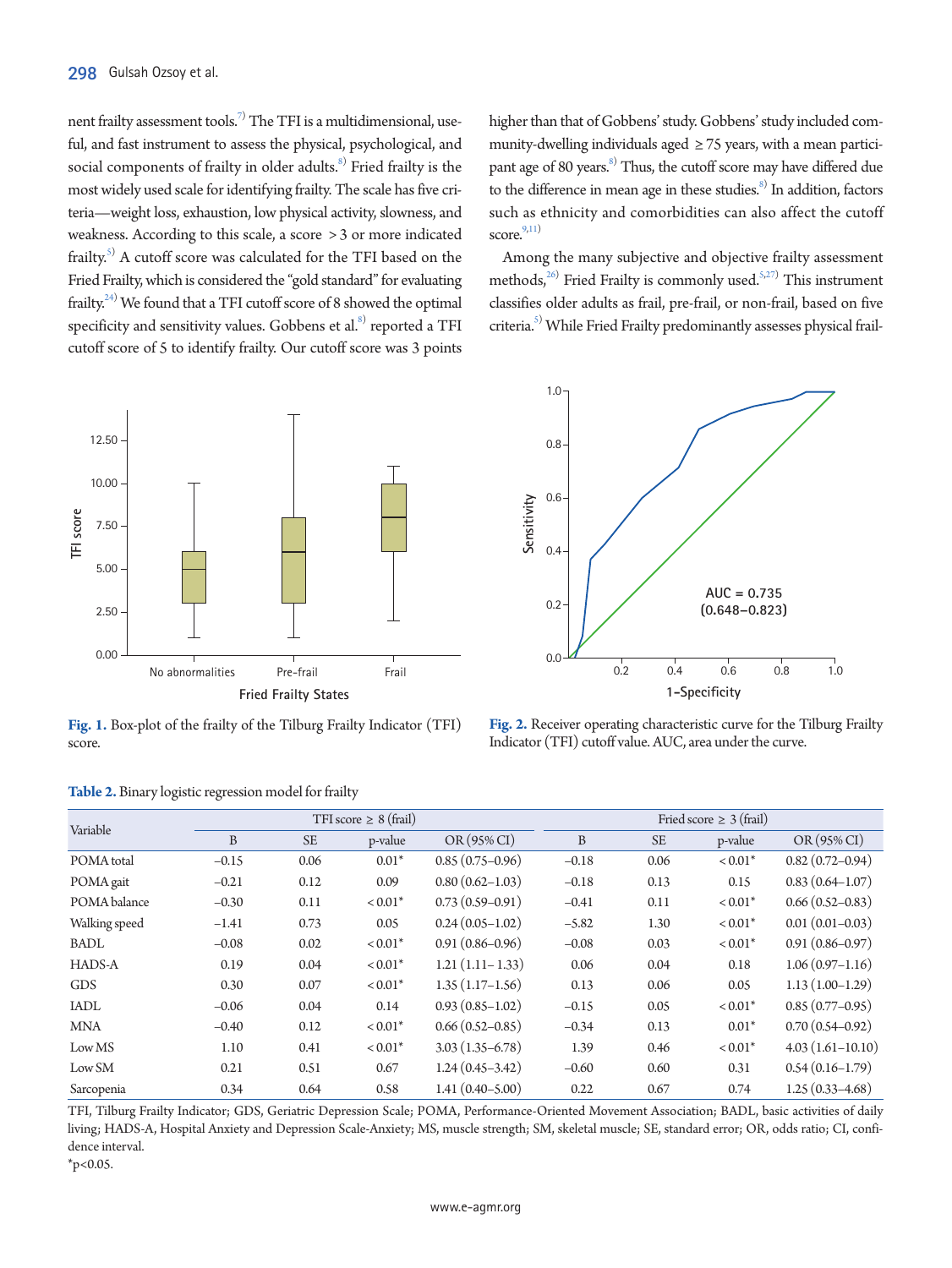nent frailty assessment tools.[7] The TFI is a multidimensional, useful, and fast instrument to assess the physical, psychological, and social components of frailty in older adults.[8] Fried frailty is the most widely used scale for identifying frailty. The scale has five criteria—weight loss, exhaustion, low physical activity, slowness, and weakness. According to this scale, a score > 3 or more indicated frailty.[5] A cutoff score was calculated for the TFI based on the Fried Frailty, which is considered the "gold standard" for evaluating frailty.[24] We found that a TFI cutoff score of 8 showed the optimal specificity and sensitivity values. Gobbens et al.[8] reported a TFI cutoff score of 5 to identify frailty. Our cutoff score was 3 points higher than that of Gobbens' study. Gobbens' study included community-dwelling individuals aged ≥ 75 years, with a mean participant age of 80 years.[8] Thus, the cutoff score may have differed due to the difference in mean age in these studies.[8] In addition, factors such as ethnicity and comorbidities can also affect the cutoff score.[9,11]

Among the many subjective and objective frailty assessment methods,[26] Fried Frailty is commonly used.[5,27] This instrument classifies older adults as frail, pre-frail, or non-frail, based on five criteria.[5] While Fried Frailty predominantly assesses physical frail-

**Fig. 1.** Box-plot of the frailty of the Tilburg Frailty Indicator (TFI) score.

**Fig. 2.** Receiver operating characteristic curve for the Tilburg Frailty Indicator (TFI) cutoff value. AUC, area under the curve.

**Table 2.** Binary logistic regression model for frailty

| Variable | TFI score ≥ 8 (frail) | | | | Fried score ≥ 3 (frail) | | | |
|---|---|---|---|---|---|---|---|---|
| | B | SE | p-value | OR (95% CI) | B | SE | p-value | OR (95% CI) |
| POMA total | –0.15 | 0.06 | 0.01* | 0.85 (0.75–0.96) | –0.18 | 0.06 | < 0.01* | 0.82 (0.72–0.94) |
| POMA gait | –0.21 | 0.12 | 0.09 | 0.80 (0.62–1.03) | –0.18 | 0.13 | 0.15 | 0.83 (0.64–1.07) |
| POMA balance | –0.30 | 0.11 | < 0.01* | 0.73 (0.59–0.91) | –0.41 | 0.11 | < 0.01* | 0.66 (0.52–0.83) |
| Walking speed | –1.41 | 0.73 | 0.05 | 0.24 (0.05–1.02) | –5.82 | 1.30 | < 0.01* | 0.01 (0.01–0.03) |
| BADL | –0.08 | 0.02 | < 0.01* | 0.91 (0.86–0.96) | –0.08 | 0.03 | < 0.01* | 0.91 (0.86–0.97) |
| HADS-A | 0.19 | 0.04 | < 0.01* | 1.21 (1.11– 1.33) | 0.06 | 0.04 | 0.18 | 1.06 (0.97–1.16) |
| GDS | 0.30 | 0.07 | < 0.01* | 1.35 (1.17–1.56) | 0.13 | 0.06 | 0.05 | 1.13 (1.00–1.29) |
| IADL | –0.06 | 0.04 | 0.14 | 0.93 (0.85–1.02) | –0.15 | 0.05 | < 0.01* | 0.85 (0.77–0.95) |
| MNA | –0.40 | 0.12 | < 0.01* | 0.66 (0.52–0.85) | –0.34 | 0.13 | 0.01* | 0.70 (0.54–0.92) |
| Low MS | 1.10 | 0.41 | < 0.01* | 3.03 (1.35–6.78) | 1.39 | 0.46 | < 0.01* | 4.03 (1.61–10.10) |
| Low SM | 0.21 | 0.51 | 0.67 | 1.24 (0.45–3.42) | –0.60 | 0.60 | 0.31 | 0.54 (0.16–1.79) |
| Sarcopenia | 0.34 | 0.64 | 0.58 | 1.41 (0.40–5.00) | 0.22 | 0.67 | 0.74 | 1.25 (0.33–4.68) |

TFI, Tilburg Frailty Indicator; GDS, Geriatric Depression Scale; POMA, Performance-Oriented Movement Association; BADL, basic activities of daily living; HADS-A, Hospital Anxiety and Depression Scale-Anxiety; MS, muscle strength; SM, skeletal muscle; SE, standard error; OR, odds ratio; CI, confidence interval.
*p<0.05.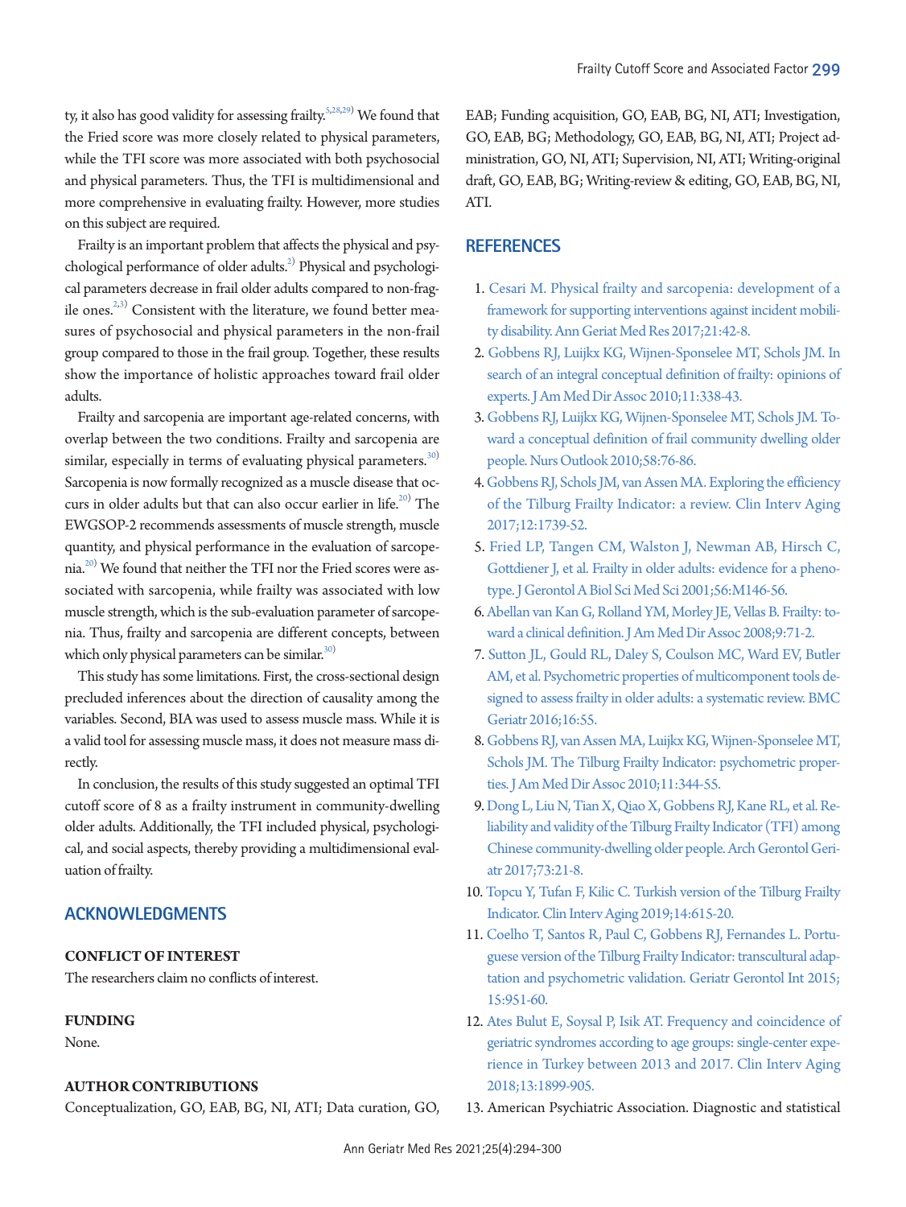ty, it also has good validity for assessing frailty.[5,28,29] We found that the Fried score was more closely related to physical parameters, while the TFI score was more associated with both psychosocial and physical parameters. Thus, the TFI is multidimensional and more comprehensive in evaluating frailty. However, more studies on this subject are required.

Frailty is an important problem that affects the physical and psychological performance of older adults.[2] Physical and psychological parameters decrease in frail older adults compared to non-fragile ones.[2,3] Consistent with the literature, we found better measures of psychosocial and physical parameters in the non-frail group compared to those in the frail group. Together, these results show the importance of holistic approaches toward frail older adults.

Frailty and sarcopenia are important age-related concerns, with overlap between the two conditions. Frailty and sarcopenia are similar, especially in terms of evaluating physical parameters.[30] Sarcopenia is now formally recognized as a muscle disease that occurs in older adults but that can also occur earlier in life.[20] The EWGSOP-2 recommends assessments of muscle strength, muscle quantity, and physical performance in the evaluation of sarcopenia.[20] We found that neither the TFI nor the Fried scores were associated with sarcopenia, while frailty was associated with low muscle strength, which is the sub-evaluation parameter of sarcopenia. Thus, frailty and sarcopenia are different concepts, between which only physical parameters can be similar.[30]

This study has some limitations. First, the cross-sectional design precluded inferences about the direction of causality among the variables. Second, BIA was used to assess muscle mass. While it is a valid tool for assessing muscle mass, it does not measure mass directly.

In conclusion, the results of this study suggested an optimal TFI cutoff score of 8 as a frailty instrument in community-dwelling older adults. Additionally, the TFI included physical, psychological, and social aspects, thereby providing a multidimensional evaluation of frailty.

## ACKNOWLEDGMENTS

**CONFLICT OF INTEREST**

The researchers claim no conflicts of interest.

**FUNDING**

None.

**AUTHOR CONTRIBUTIONS**

Conceptualization, GO, EAB, BG, NI, ATI; Data curation, GO, EAB; Funding acquisition, GO, EAB, BG, NI, ATI; Investigation, GO, EAB, BG; Methodology, GO, EAB, BG, NI, ATI; Project administration, GO, NI, ATI; Supervision, NI, ATI; Writing-original draft, GO, EAB, BG; Writing-review & editing, GO, EAB, BG, NI, ATI.

## REFERENCES

1. Cesari M. Physical frailty and sarcopenia: development of a framework for supporting interventions against incident mobility disability. Ann Geriat Med Res 2017;21:42-8.
2. Gobbens RJ, Luijkx KG, Wijnen-Sponselee MT, Schols JM. In search of an integral conceptual definition of frailty: opinions of experts. J Am Med Dir Assoc 2010;11:338-43.
3. Gobbens RJ, Luijkx KG, Wijnen-Sponselee MT, Schols JM. Toward a conceptual definition of frail community dwelling older people. Nurs Outlook 2010;58:76-86.
4. Gobbens RJ, Schols JM, van Assen MA. Exploring the efficiency of the Tilburg Frailty Indicator: a review. Clin Interv Aging 2017;12:1739-52.
5. Fried LP, Tangen CM, Walston J, Newman AB, Hirsch C, Gottdiener J, et al. Frailty in older adults: evidence for a phenotype. J Gerontol A Biol Sci Med Sci 2001;56:M146-56.
6. Abellan van Kan G, Rolland YM, Morley JE, Vellas B. Frailty: toward a clinical definition. J Am Med Dir Assoc 2008;9:71-2.
7. Sutton JL, Gould RL, Daley S, Coulson MC, Ward EV, Butler AM, et al. Psychometric properties of multicomponent tools designed to assess frailty in older adults: a systematic review. BMC Geriatr 2016;16:55.
8. Gobbens RJ, van Assen MA, Luijkx KG, Wijnen-Sponselee MT, Schols JM. The Tilburg Frailty Indicator: psychometric properties. J Am Med Dir Assoc 2010;11:344-55.
9. Dong L, Liu N, Tian X, Qiao X, Gobbens RJ, Kane RL, et al. Reliability and validity of the Tilburg Frailty Indicator (TFI) among Chinese community-dwelling older people. Arch Gerontol Geriatr 2017;73:21-8.
10. Topcu Y, Tufan F, Kilic C. Turkish version of the Tilburg Frailty Indicator. Clin Interv Aging 2019;14:615-20.
11. Coelho T, Santos R, Paul C, Gobbens RJ, Fernandes L. Portuguese version of the Tilburg Frailty Indicator: transcultural adaptation and psychometric validation. Geriatr Gerontol Int 2015; 15:951-60.
12. Ates Bulut E, Soysal P, Isik AT. Frequency and coincidence of geriatric syndromes according to age groups: single-center experience in Turkey between 2013 and 2017. Clin Interv Aging 2018;13:1899-905.
13. American Psychiatric Association. Diagnostic and statistical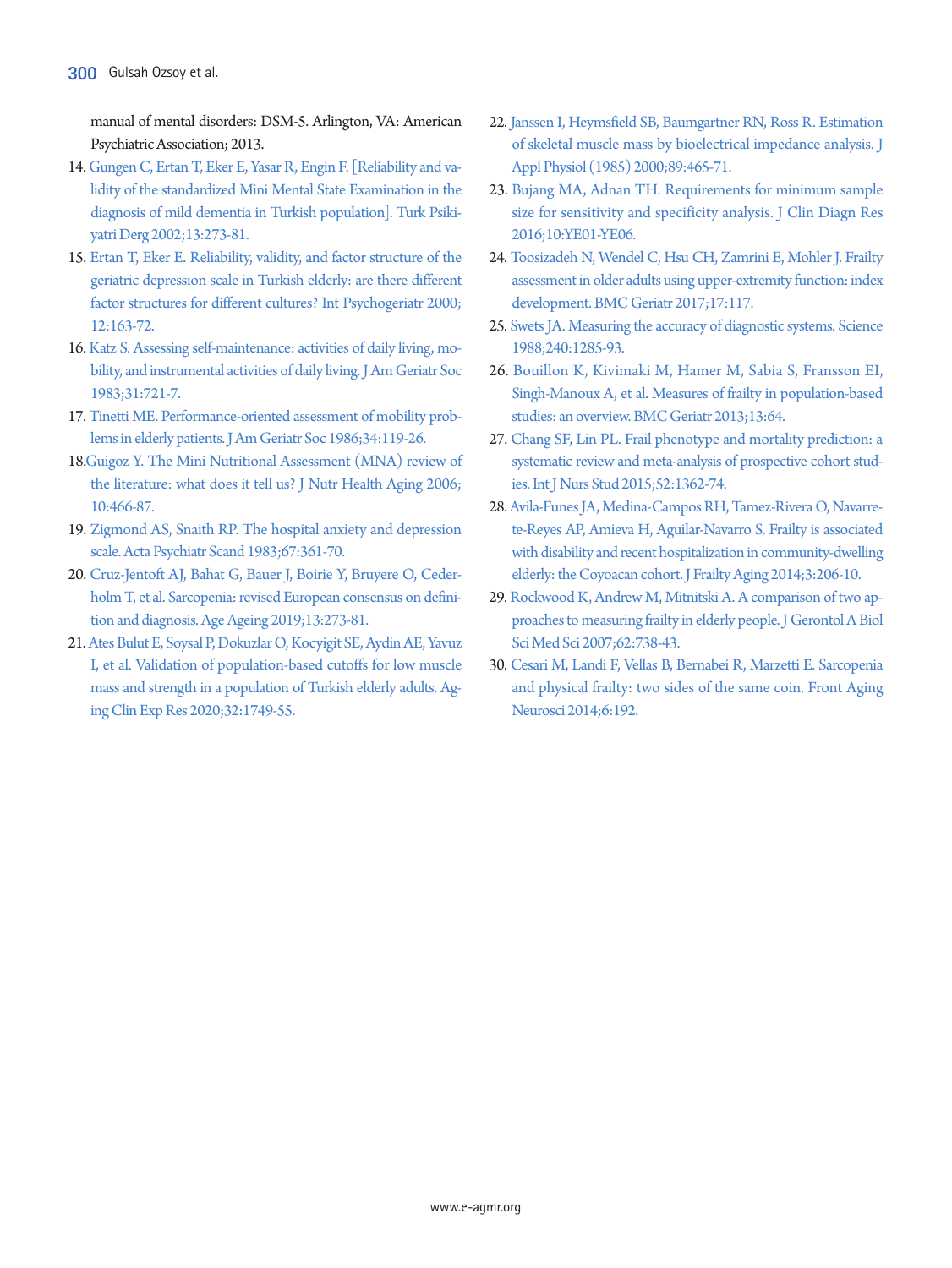manual of mental disorders: DSM-5. Arlington, VA: American Psychiatric Association; 2013.

14. Gungen C, Ertan T, Eker E, Yasar R, Engin F. [Reliability and validity of the standardized Mini Mental State Examination in the diagnosis of mild dementia in Turkish population]. Turk Psikiyatri Derg 2002;13:273-81.
15. Ertan T, Eker E. Reliability, validity, and factor structure of the geriatric depression scale in Turkish elderly: are there different factor structures for different cultures? Int Psychogeriatr 2000; 12:163-72.
16. Katz S. Assessing self-maintenance: activities of daily living, mobility, and instrumental activities of daily living. J Am Geriatr Soc 1983;31:721-7.
17. Tinetti ME. Performance-oriented assessment of mobility problems in elderly patients. J Am Geriatr Soc 1986;34:119-26.
18. Guigoz Y. The Mini Nutritional Assessment (MNA) review of the literature: what does it tell us? J Nutr Health Aging 2006; 10:466-87.
19. Zigmond AS, Snaith RP. The hospital anxiety and depression scale. Acta Psychiatr Scand 1983;67:361-70.
20. Cruz-Jentoft AJ, Bahat G, Bauer J, Boirie Y, Bruyere O, Cederholm T, et al. Sarcopenia: revised European consensus on definition and diagnosis. Age Ageing 2019;13:273-81.
21. Ates Bulut E, Soysal P, Dokuzlar O, Kocyigit SE, Aydin AE, Yavuz I, et al. Validation of population-based cutoffs for low muscle mass and strength in a population of Turkish elderly adults. Aging Clin Exp Res 2020;32:1749-55.
22. Janssen I, Heymsfield SB, Baumgartner RN, Ross R. Estimation of skeletal muscle mass by bioelectrical impedance analysis. J Appl Physiol (1985) 2000;89:465-71.
23. Bujang MA, Adnan TH. Requirements for minimum sample size for sensitivity and specificity analysis. J Clin Diagn Res 2016;10:YE01-YE06.
24. Toosizadeh N, Wendel C, Hsu CH, Zamrini E, Mohler J. Frailty assessment in older adults using upper-extremity function: index development. BMC Geriatr 2017;17:117.
25. Swets JA. Measuring the accuracy of diagnostic systems. Science 1988;240:1285-93.
26. Bouillon K, Kivimaki M, Hamer M, Sabia S, Fransson EI, Singh-Manoux A, et al. Measures of frailty in population-based studies: an overview. BMC Geriatr 2013;13:64.
27. Chang SF, Lin PL. Frail phenotype and mortality prediction: a systematic review and meta-analysis of prospective cohort studies. Int J Nurs Stud 2015;52:1362-74.
28. Avila-Funes JA, Medina-Campos RH, Tamez-Rivera O, Navarrete-Reyes AP, Amieva H, Aguilar-Navarro S. Frailty is associated with disability and recent hospitalization in community-dwelling elderly: the Coyoacan cohort. J Frailty Aging 2014;3:206-10.
29. Rockwood K, Andrew M, Mitnitski A. A comparison of two approaches to measuring frailty in elderly people. J Gerontol A Biol Sci Med Sci 2007;62:738-43.
30. Cesari M, Landi F, Vellas B, Bernabei R, Marzetti E. Sarcopenia and physical frailty: two sides of the same coin. Front Aging Neurosci 2014;6:192.